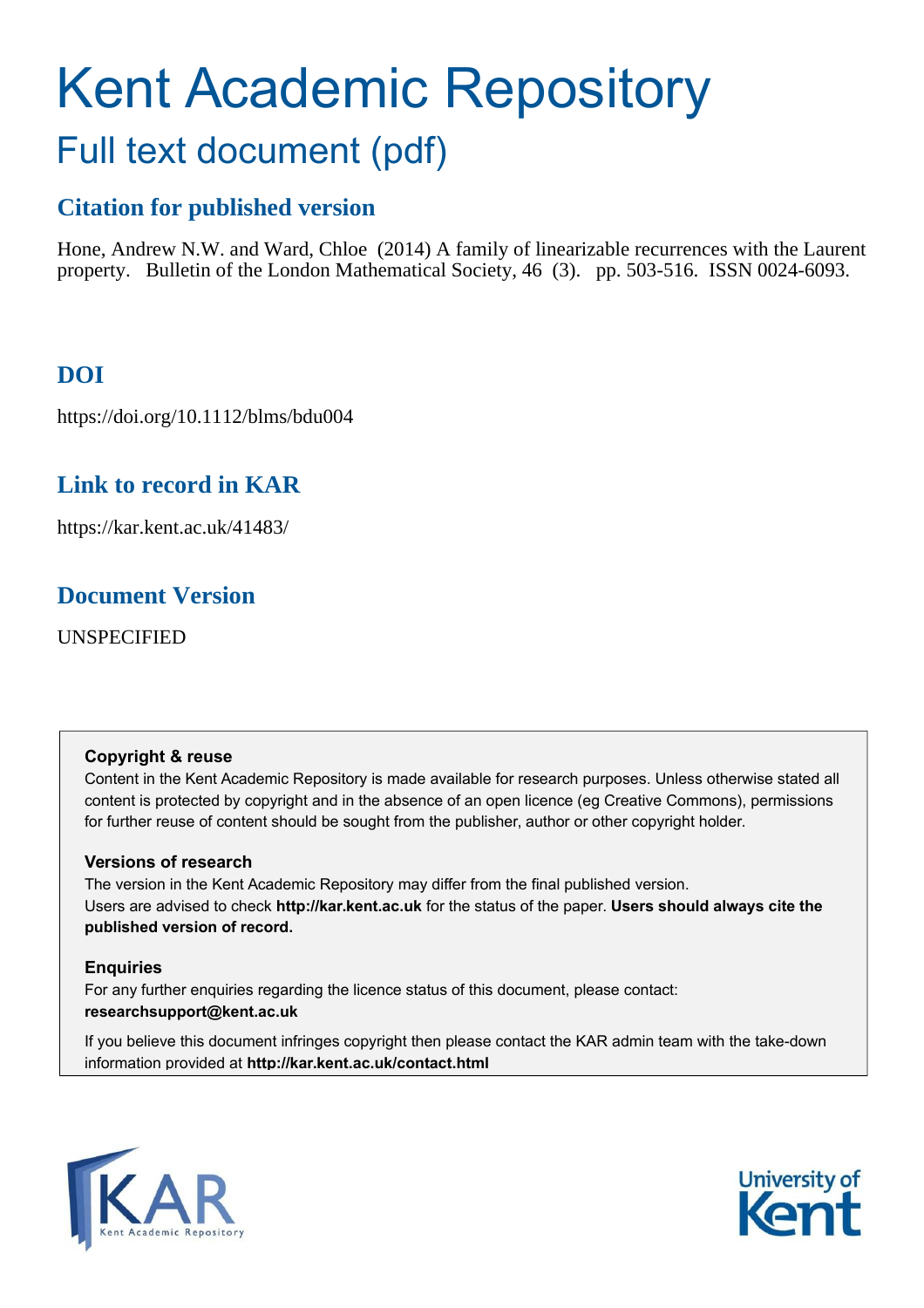# Kent Academic Repository

## Full text document (pdf)

### Citation for published version

Hone, Andrew N.W. and Ward, Chloe (2014) A family of linearizable recurrences with the Laurent property. Bulletin of the London Mathematical Society, 46 (3). pp. 503-516. ISSN 0024-6093.

### DOI

https://doi.org/10.1112/blms/bdu004

### Link to record in KAR

https://kar.kent.ac.uk/41483/

### Document Version

UNSPECIFIED

**Copyright & reuse**

Content in the Kent Academic Repository is made available for research purposes. Unless otherwise stated all content is protected by copyright and in the absence of an open licence (eg Creative Commons), permissions for further reuse of content should be sought from the publisher, author or other copyright holder.

**Versions of research**

The version in the Kent Academic Repository may differ from the final published version.
Users are advised to check **http://kar.kent.ac.uk** for the status of the paper. **Users should always cite the published version of record.**

**Enquiries**

For any further enquiries regarding the licence status of this document, please contact:
**researchsupport@kent.ac.uk**

If you believe this document infringes copyright then please contact the KAR admin team with the take-down information provided at **http://kar.kent.ac.uk/contact.html**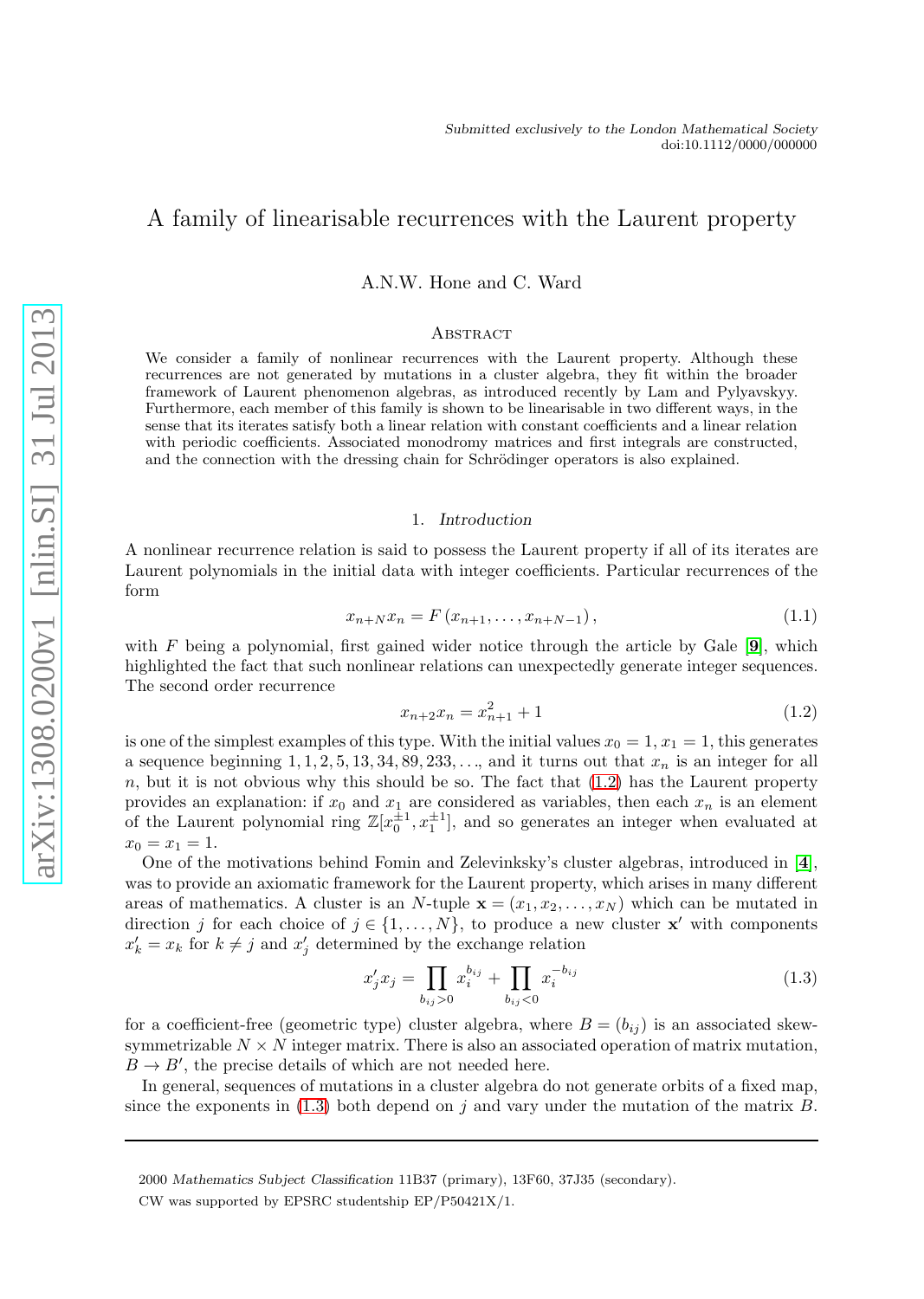# A family of linearisable recurrences with the Laurent property

A.N.W. Hone and C. Ward

## Abstract

We consider a family of nonlinear recurrences with the Laurent property. Although these recurrences are not generated by mutations in a cluster algebra, they fit within the broader framework of Laurent phenomenon algebras, as introduced recently by Lam and Pylyavskyy. Furthermore, each member of this family is shown to be linearisable in two different ways, in the sense that its iterates satisfy both a linear relation with constant coefficients and a linear relation with periodic coefficients. Associated monodromy matrices and first integrals are constructed, and the connection with the dressing chain for Schrödinger operators is also explained.

## 1. *Introduction*

A nonlinear recurrence relation is said to possess the Laurent property if all of its iterates are Laurent polynomials in the initial data with integer coefficients. Particular recurrences of the form

$$x_{n+N}x_n = F\left(x_{n+1}, \ldots, x_{n+N-1}\right), \tag{1.1}$$

with $F$ being a polynomial, first gained wider notice through the article by Gale [9], which highlighted the fact that such nonlinear relations can unexpectedly generate integer sequences. The second order recurrence

$$x_{n+2}x_n = x_{n+1}^2 + 1 \tag{1.2}$$

is one of the simplest examples of this type. With the initial values $x_0 = 1, x_1 = 1$, this generates a sequence beginning $1, 1, 2, 5, 13, 34, 89, 233, \ldots$, and it turns out that $x_n$ is an integer for all $n$, but it is not obvious why this should be so. The fact that (1.2) has the Laurent property provides an explanation: if $x_0$ and $x_1$ are considered as variables, then each $x_n$ is an element of the Laurent polynomial ring $\mathbb{Z}[x_0^{\pm 1}, x_1^{\pm 1}]$, and so generates an integer when evaluated at $x_0 = x_1 = 1$.

One of the motivations behind Fomin and Zelevinksky's cluster algebras, introduced in [4], was to provide an axiomatic framework for the Laurent property, which arises in many different areas of mathematics. A cluster is an $N$-tuple $\mathbf{x} = (x_1, x_2, \ldots, x_N)$ which can be mutated in direction $j$ for each choice of $j \in \{1, \ldots, N\}$, to produce a new cluster $\mathbf{x}'$ with components $x'_k = x_k$ for $k \neq j$ and $x'_j$ determined by the exchange relation

$$x'_j x_j = \prod_{b_{ij}>0} x_i^{b_{ij}} + \prod_{b_{ij}<0} x_i^{-b_{ij}} \tag{1.3}$$

for a coefficient-free (geometric type) cluster algebra, where $B = (b_{ij})$ is an associated skew-symmetrizable $N \times N$ integer matrix. There is also an associated operation of matrix mutation, $B \to B'$, the precise details of which are not needed here.

In general, sequences of mutations in a cluster algebra do not generate orbits of a fixed map, since the exponents in (1.3) both depend on $j$ and vary under the mutation of the matrix $B$.

2000 *Mathematics Subject Classification* 11B37 (primary), 13F60, 37J35 (secondary).

CW was supported by EPSRC studentship EP/P50421X/1.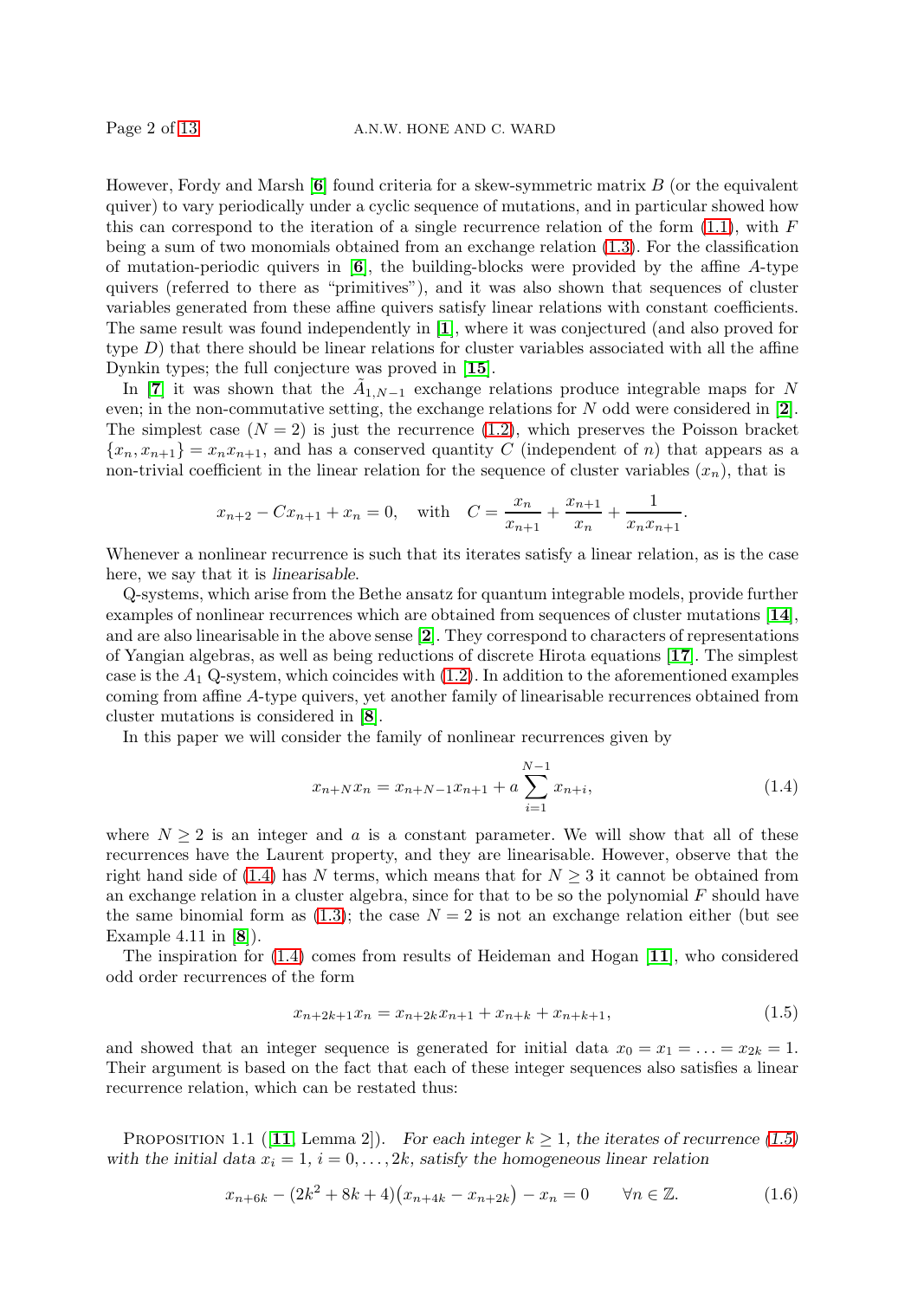However, Fordy and Marsh [6] found criteria for a skew-symmetric matrix $B$ (or the equivalent quiver) to vary periodically under a cyclic sequence of mutations, and in particular showed how this can correspond to the iteration of a single recurrence relation of the form (1.1), with $F$ being a sum of two monomials obtained from an exchange relation (1.3). For the classification of mutation-periodic quivers in [6], the building-blocks were provided by the affine $A$-type quivers (referred to there as "primitives"), and it was also shown that sequences of cluster variables generated from these affine quivers satisfy linear relations with constant coefficients. The same result was found independently in [1], where it was conjectured (and also proved for type $D$) that there should be linear relations for cluster variables associated with all the affine Dynkin types; the full conjecture was proved in [15].

In [7] it was shown that the $\tilde{A}_{1,N-1}$ exchange relations produce integrable maps for $N$ even; in the non-commutative setting, the exchange relations for $N$ odd were considered in [2]. The simplest case ($N = 2$) is just the recurrence (1.2), which preserves the Poisson bracket $\{x_n, x_{n+1}\} = x_n x_{n+1}$, and has a conserved quantity $C$ (independent of $n$) that appears as a non-trivial coefficient in the linear relation for the sequence of cluster variables $(x_n)$, that is

$$x_{n+2} - Cx_{n+1} + x_n = 0, \quad \text{with} \quad C = \frac{x_n}{x_{n+1}} + \frac{x_{n+1}}{x_n} + \frac{1}{x_n x_{n+1}}.$$

Whenever a nonlinear recurrence is such that its iterates satisfy a linear relation, as is the case here, we say that it is *linearisable*.

Q-systems, which arise from the Bethe ansatz for quantum integrable models, provide further examples of nonlinear recurrences which are obtained from sequences of cluster mutations [14], and are also linearisable in the above sense [2]. They correspond to characters of representations of Yangian algebras, as well as being reductions of discrete Hirota equations [17]. The simplest case is the $A_1$ Q-system, which coincides with (1.2). In addition to the aforementioned examples coming from affine $A$-type quivers, yet another family of linearisable recurrences obtained from cluster mutations is considered in [8].

In this paper we will consider the family of nonlinear recurrences given by

$$x_{n+N} x_n = x_{n+N-1} x_{n+1} + a \sum_{i=1}^{N-1} x_{n+i}, \tag{1.4}$$

where $N \geq 2$ is an integer and $a$ is a constant parameter. We will show that all of these recurrences have the Laurent property, and they are linearisable. However, observe that the right hand side of (1.4) has $N$ terms, which means that for $N \geq 3$ it cannot be obtained from an exchange relation in a cluster algebra, since for that to be so the polynomial $F$ should have the same binomial form as (1.3); the case $N = 2$ is not an exchange relation either (but see Example 4.11 in [8]).

The inspiration for (1.4) comes from results of Heideman and Hogan [11], who considered odd order recurrences of the form

$$x_{n+2k+1} x_n = x_{n+2k} x_{n+1} + x_{n+k} + x_{n+k+1}, \tag{1.5}$$

and showed that an integer sequence is generated for initial data $x_0 = x_1 = \ldots = x_{2k} = 1$. Their argument is based on the fact that each of these integer sequences also satisfies a linear recurrence relation, which can be restated thus:

Proposition 1.1 ([11, Lemma 2]). *For each integer $k \geq 1$, the iterates of recurrence (1.5) with the initial data $x_i = 1$, $i = 0, \ldots, 2k$, satisfy the homogeneous linear relation*

$$x_{n+6k} - (2k^2 + 8k + 4)\big(x_{n+4k} - x_{n+2k}\big) - x_n = 0 \qquad \forall n \in \mathbb{Z}. \tag{1.6}$$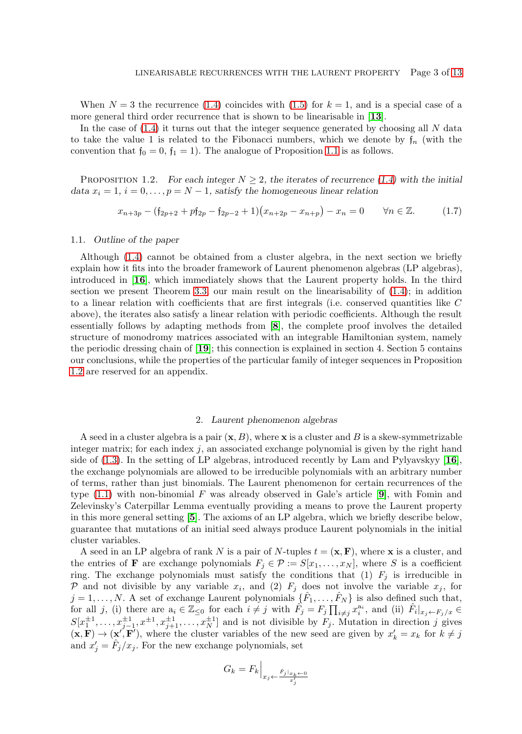When $N = 3$ the recurrence (1.4) coincides with (1.5) for $k = 1$, and is a special case of a more general third order recurrence that is shown to be linearisable in [**13**].

In the case of (1.4) it turns out that the integer sequence generated by choosing all $N$ data to take the value 1 is related to the Fibonacci numbers, which we denote by $\mathfrak{f}_n$ (with the convention that $\mathfrak{f}_0 = 0$, $\mathfrak{f}_1 = 1$). The analogue of Proposition 1.1 is as follows.

Proposition 1.2. *For each integer $N \geq 2$, the iterates of recurrence (1.4) with the initial data $x_i = 1$, $i = 0, \ldots, p = N - 1$, satisfy the homogeneous linear relation*

$$x_{n+3p} - (\mathfrak{f}_{2p+2} + p\mathfrak{f}_{2p} - \mathfrak{f}_{2p-2} + 1)\big(x_{n+2p} - x_{n+p}\big) - x_n = 0 \qquad \forall n \in \mathbb{Z}. \tag{1.7}$$

### 1.1. *Outline of the paper*

Although (1.4) cannot be obtained from a cluster algebra, in the next section we briefly explain how it fits into the broader framework of Laurent phenomenon algebras (LP algebras), introduced in [**16**], which immediately shows that the Laurent property holds. In the third section we present Theorem 3.3, our main result on the linearisability of (1.4); in addition to a linear relation with coefficients that are first integrals (i.e. conserved quantities like $C$ above), the iterates also satisfy a linear relation with periodic coefficients. Although the result essentially follows by adapting methods from [**8**], the complete proof involves the detailed structure of monodromy matrices associated with an integrable Hamiltonian system, namely the periodic dressing chain of [**19**]; this connection is explained in section 4. Section 5 contains our conclusions, while the properties of the particular family of integer sequences in Proposition 1.2 are reserved for an appendix.

## 2. *Laurent phenomenon algebras*

A seed in a cluster algebra is a pair $(\mathbf{x}, B)$, where $\mathbf{x}$ is a cluster and $B$ is a skew-symmetrizable integer matrix; for each index $j$, an associated exchange polynomial is given by the right hand side of (1.3). In the setting of LP algebras, introduced recently by Lam and Pylyavskyy [**16**], the exchange polynomials are allowed to be irreducible polynomials with an arbitrary number of terms, rather than just binomials. The Laurent phenomenon for certain recurrences of the type (1.1) with non-binomial $F$ was already observed in Gale's article [**9**], with Fomin and Zelevinsky's Caterpillar Lemma eventually providing a means to prove the Laurent property in this more general setting [**5**]. The axioms of an LP algebra, which we briefly describe below, guarantee that mutations of an initial seed always produce Laurent polynomials in the initial cluster variables.

A seed in an LP algebra of rank $N$ is a pair of $N$-tuples $t = (\mathbf{x}, \mathbf{F})$, where $\mathbf{x}$ is a cluster, and the entries of $\mathbf{F}$ are exchange polynomials $F_j \in \mathcal{P} := S[x_1, \ldots, x_N]$, where $S$ is a coefficient ring. The exchange polynomials must satisfy the conditions that (1) $F_j$ is irreducible in $\mathcal{P}$ and not divisible by any variable $x_i$, and (2) $F_j$ does not involve the variable $x_j$, for $j = 1, \ldots, N$. A set of exchange Laurent polynomials $\{\hat{F}_1, \ldots, \hat{F}_N\}$ is also defined such that, for all $j$, (i) there are $\mathrm{a}_i \in \mathbb{Z}_{\leq 0}$ for each $i \neq j$ with $\hat{F}_j = F_j \prod_{i\neq j} x_i^{\mathrm{a}_i}$, and (ii) $\hat{F}_i|_{x_j \leftarrow F_j/x} \in S[x_1^{\pm 1}, \ldots, x_{j-1}^{\pm 1}, x^{\pm 1}, x_{j+1}^{\pm 1}, \ldots, x_N^{\pm 1}]$ and is not divisible by $F_j$. Mutation in direction $j$ gives $(\mathbf{x}, \mathbf{F}) \to (\mathbf{x}', \mathbf{F}')$, where the cluster variables of the new seed are given by $x'_k = x_k$ for $k \neq j$ and $x'_j = \hat{F}_j/x_j$. For the new exchange polynomials, set

$$G_k = F_k\Big|_{x_j \leftarrow \frac{\hat{F}_j|_{x_k \leftarrow 0}}{x'_j}}$$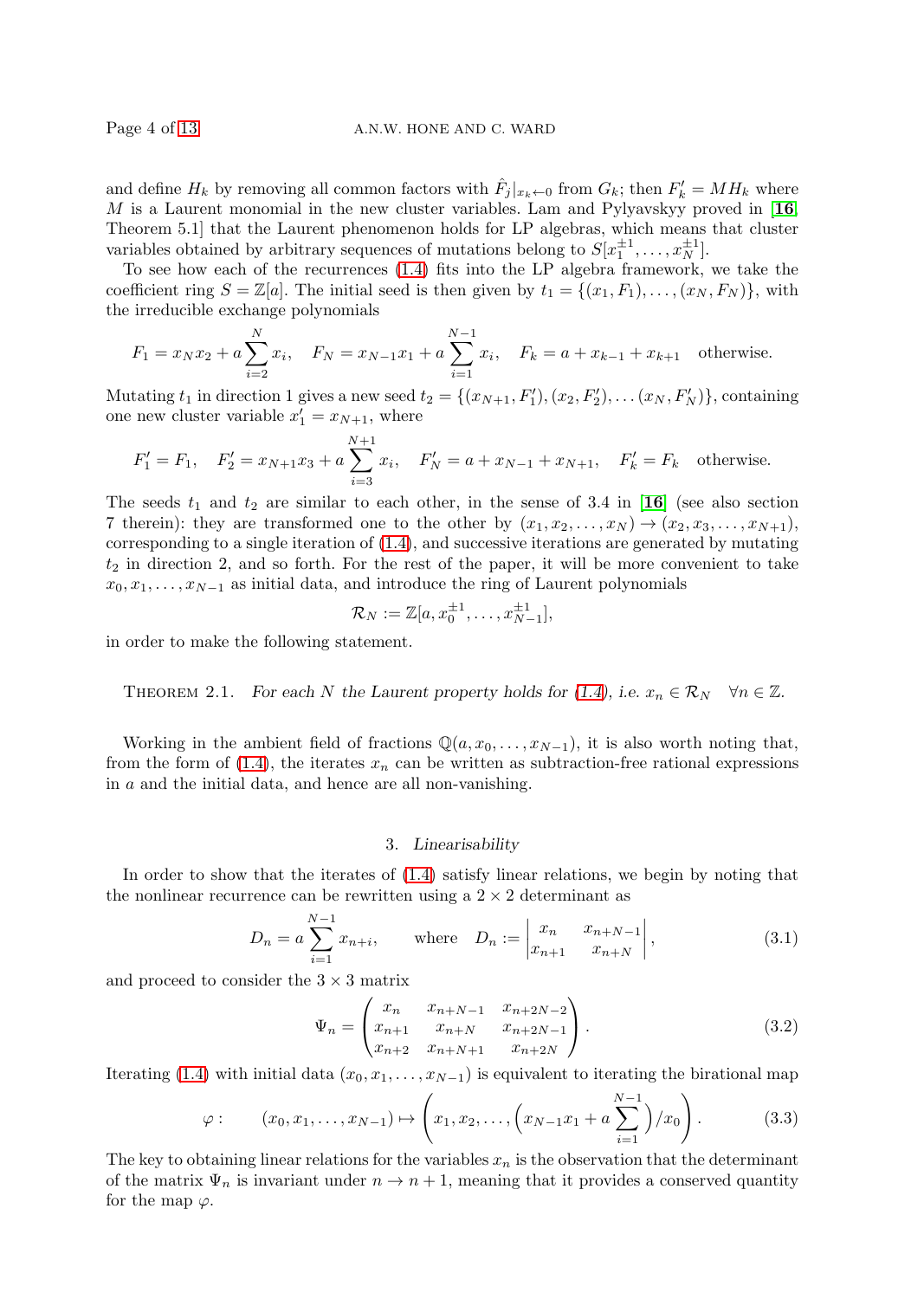and define $H_k$ by removing all common factors with $\hat{F}_j|_{x_k \leftarrow 0}$ from $G_k$; then $F'_k = MH_k$ where $M$ is a Laurent monomial in the new cluster variables. Lam and Pylyavskyy proved in [16, Theorem 5.1] that the Laurent phenomenon holds for LP algebras, which means that cluster variables obtained by arbitrary sequences of mutations belong to $S[x_1^{\pm 1}, \ldots, x_N^{\pm 1}]$.

To see how each of the recurrences (1.4) fits into the LP algebra framework, we take the coefficient ring $S = \mathbb{Z}[a]$. The initial seed is then given by $t_1 = \{(x_1, F_1), \ldots, (x_N, F_N)\}$, with the irreducible exchange polynomials

$$F_1 = x_N x_2 + a\sum_{i=2}^{N} x_i, \quad F_N = x_{N-1}x_1 + a\sum_{i=1}^{N-1} x_i, \quad F_k = a + x_{k-1} + x_{k+1} \quad \text{otherwise.}$$

Mutating $t_1$ in direction 1 gives a new seed $t_2 = \{(x_{N+1}, F'_1), (x_2, F'_2), \ldots (x_N, F'_N)\}$, containing one new cluster variable $x'_1 = x_{N+1}$, where

$$F'_1 = F_1, \quad F'_2 = x_{N+1}x_3 + a\sum_{i=3}^{N+1} x_i, \quad F'_N = a + x_{N-1} + x_{N+1}, \quad F'_k = F_k \quad \text{otherwise.}$$

The seeds $t_1$ and $t_2$ are similar to each other, in the sense of 3.4 in [16] (see also section 7 therein): they are transformed one to the other by $(x_1, x_2, \ldots, x_N) \to (x_2, x_3, \ldots, x_{N+1})$, corresponding to a single iteration of (1.4), and successive iterations are generated by mutating $t_2$ in direction 2, and so forth. For the rest of the paper, it will be more convenient to take $x_0, x_1, \ldots, x_{N-1}$ as initial data, and introduce the ring of Laurent polynomials

$$\mathcal{R}_N := \mathbb{Z}[a, x_0^{\pm 1}, \ldots, x_{N-1}^{\pm 1}],$$

in order to make the following statement.

Theorem 2.1. *For each $N$ the Laurent property holds for (1.4), i.e. $x_n \in \mathcal{R}_N \quad \forall n \in \mathbb{Z}$.*

Working in the ambient field of fractions $\mathbb{Q}(a, x_0, \ldots, x_{N-1})$, it is also worth noting that, from the form of (1.4), the iterates $x_n$ can be written as subtraction-free rational expressions in $a$ and the initial data, and hence are all non-vanishing.

## 3. *Linearisability*

In order to show that the iterates of (1.4) satisfy linear relations, we begin by noting that the nonlinear recurrence can be rewritten using a $2 \times 2$ determinant as

$$D_n = a\sum_{i=1}^{N-1} x_{n+i}, \qquad \text{where} \quad D_n := \begin{vmatrix} x_n & x_{n+N-1} \\ x_{n+1} & x_{n+N} \end{vmatrix}, \tag{3.1}$$

and proceed to consider the $3 \times 3$ matrix

$$\Psi_n = \begin{pmatrix} x_n & x_{n+N-1} & x_{n+2N-2} \\ x_{n+1} & x_{n+N} & x_{n+2N-1} \\ x_{n+2} & x_{n+N+1} & x_{n+2N} \end{pmatrix}. \tag{3.2}$$

Iterating (1.4) with initial data $(x_0, x_1, \ldots, x_{N-1})$ is equivalent to iterating the birational map

$$\varphi : \qquad (x_0, x_1, \ldots, x_{N-1}) \mapsto \left( x_1, x_2, \ldots, \left( x_{N-1}x_1 + a\sum_{i=1}^{N-1} \right) / x_0 \right). \tag{3.3}$$

The key to obtaining linear relations for the variables $x_n$ is the observation that the determinant of the matrix $\Psi_n$ is invariant under $n \to n+1$, meaning that it provides a conserved quantity for the map $\varphi$.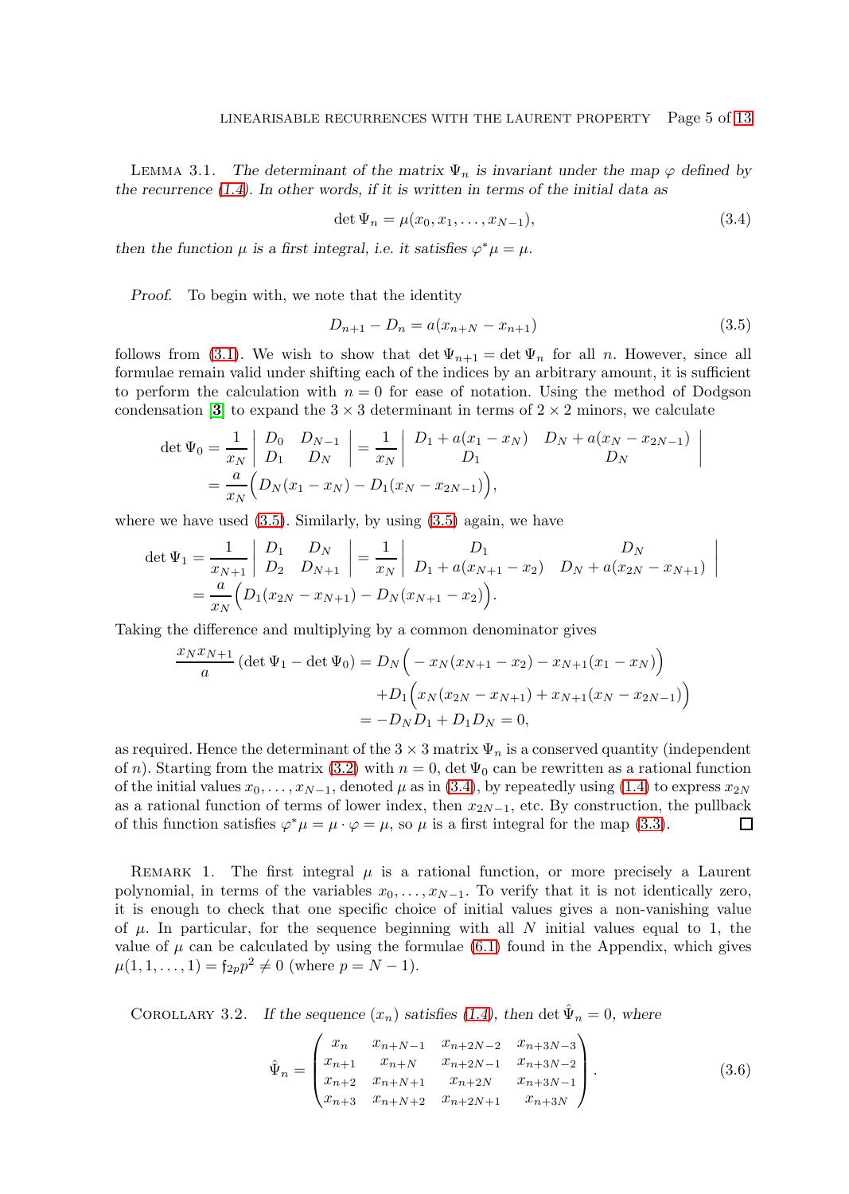Lemma 3.1. *The determinant of the matrix $\Psi_n$ is invariant under the map $\varphi$ defined by the recurrence (1.4). In other words, if it is written in terms of the initial data as*

$$\det \Psi_n = \mu(x_0, x_1, \ldots, x_{N-1}), \tag{3.4}$$

*then the function $\mu$ is a first integral, i.e. it satisfies $\varphi^* \mu = \mu$.*

*Proof.* To begin with, we note that the identity

$$D_{n+1} - D_n = a(x_{n+N} - x_{n+1}) \tag{3.5}$$

follows from (3.1). We wish to show that $\det \Psi_{n+1} = \det \Psi_n$ for all $n$. However, since all formulae remain valid under shifting each of the indices by an arbitrary amount, it is sufficient to perform the calculation with $n = 0$ for ease of notation. Using the method of Dodgson condensation [3] to expand the $3 \times 3$ determinant in terms of $2 \times 2$ minors, we calculate

$$\begin{aligned}
\det \Psi_0 &= \frac{1}{x_N} \begin{vmatrix} D_0 & D_{N-1} \\ D_1 & D_N \end{vmatrix} = \frac{1}{x_N} \begin{vmatrix} D_1 + a(x_1 - x_N) & D_N + a(x_N - x_{2N-1}) \\ D_1 & D_N \end{vmatrix} \\
&= \frac{a}{x_N} \Big( D_N(x_1 - x_N) - D_1(x_N - x_{2N-1}) \Big),
\end{aligned}$$

where we have used (3.5). Similarly, by using (3.5) again, we have

$$\begin{aligned}
\det \Psi_1 &= \frac{1}{x_{N+1}} \begin{vmatrix} D_1 & D_N \\ D_2 & D_{N+1} \end{vmatrix} = \frac{1}{x_N} \begin{vmatrix} D_1 & D_N \\ D_1 + a(x_{N+1} - x_2) & D_N + a(x_{2N} - x_{N+1}) \end{vmatrix} \\
&= \frac{a}{x_N} \Big( D_1(x_{2N} - x_{N+1}) - D_N(x_{N+1} - x_2) \Big).
\end{aligned}$$

Taking the difference and multiplying by a common denominator gives

$$\begin{aligned}
\frac{x_N x_{N+1}}{a} (\det \Psi_1 - \det \Psi_0) &= D_N \Big( -x_N(x_{N+1} - x_2) - x_{N+1}(x_1 - x_N) \Big) \\
&\quad + D_1 \Big( x_N(x_{2N} - x_{N+1}) + x_{N+1}(x_N - x_{2N-1}) \Big) \\
&= -D_N D_1 + D_1 D_N = 0,
\end{aligned}$$

as required. Hence the determinant of the $3 \times 3$ matrix $\Psi_n$ is a conserved quantity (independent of $n$). Starting from the matrix (3.2) with $n = 0$, $\det \Psi_0$ can be rewritten as a rational function of the initial values $x_0, \ldots, x_{N-1}$, denoted $\mu$ as in (3.4), by repeatedly using (1.4) to express $x_{2N}$ as a rational function of terms of lower index, then $x_{2N-1}$, etc. By construction, the pullback of this function satisfies $\varphi^* \mu = \mu \cdot \varphi = \mu$, so $\mu$ is a first integral for the map (3.3). □

Remark 1. The first integral $\mu$ is a rational function, or more precisely a Laurent polynomial, in terms of the variables $x_0, \ldots, x_{N-1}$. To verify that it is not identically zero, it is enough to check that one specific choice of initial values gives a non-vanishing value of $\mu$. In particular, for the sequence beginning with all $N$ initial values equal to 1, the value of $\mu$ can be calculated by using the formulae (6.1) found in the Appendix, which gives $\mu(1, 1, \ldots, 1) = \mathfrak{f}_{2p} p^2 \neq 0$ (where $p = N - 1$).

Corollary 3.2. *If the sequence $(x_n)$ satisfies (1.4), then $\det \hat{\Psi}_n = 0$, where*

$$\hat{\Psi}_n = \begin{pmatrix} x_n & x_{n+N-1} & x_{n+2N-2} & x_{n+3N-3} \\ x_{n+1} & x_{n+N} & x_{n+2N-1} & x_{n+3N-2} \\ x_{n+2} & x_{n+N+1} & x_{n+2N} & x_{n+3N-1} \\ x_{n+3} & x_{n+N+2} & x_{n+2N+1} & x_{n+3N} \end{pmatrix}. \tag{3.6}$$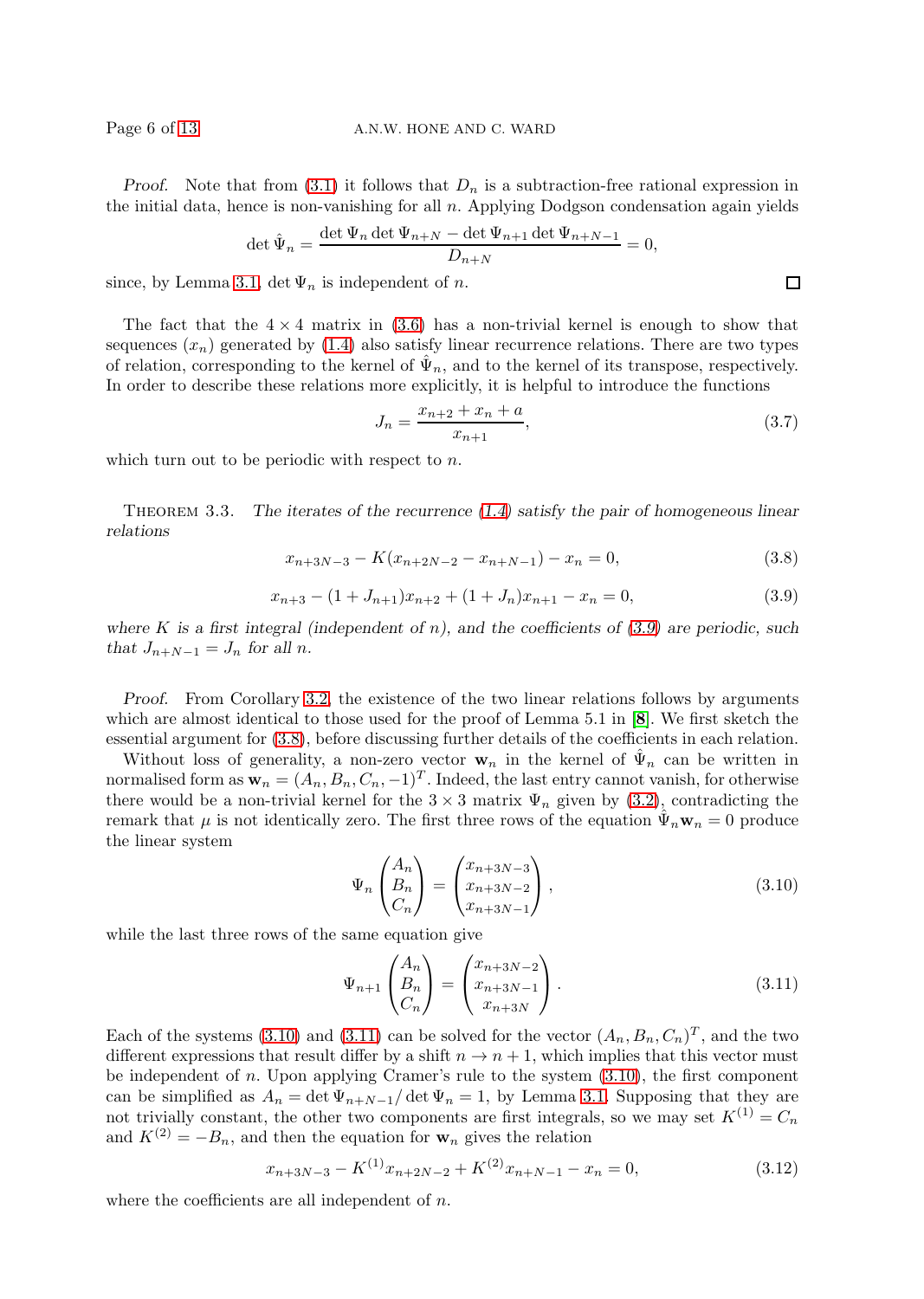*Proof.* Note that from (3.1) it follows that $D_n$ is a subtraction-free rational expression in the initial data, hence is non-vanishing for all $n$. Applying Dodgson condensation again yields

$$\det \hat{\Psi}_n = \frac{\det \Psi_n \det \Psi_{n+N} - \det \Psi_{n+1} \det \Psi_{n+N-1}}{D_{n+N}} = 0,$$

since, by Lemma 3.1, $\det \Psi_n$ is independent of $n$. □

The fact that the $4 \times 4$ matrix in (3.6) has a non-trivial kernel is enough to show that sequences $(x_n)$ generated by (1.4) also satisfy linear recurrence relations. There are two types of relation, corresponding to the kernel of $\hat{\Psi}_n$, and to the kernel of its transpose, respectively. In order to describe these relations more explicitly, it is helpful to introduce the functions

$$J_n = \frac{x_{n+2} + x_n + a}{x_{n+1}}, \tag{3.7}$$

which turn out to be periodic with respect to $n$.

THEOREM 3.3. *The iterates of the recurrence (1.4) satisfy the pair of homogeneous linear relations*

$$x_{n+3N-3} - K(x_{n+2N-2} - x_{n+N-1}) - x_n = 0, \tag{3.8}$$

$$x_{n+3} - (1 + J_{n+1})x_{n+2} + (1 + J_n)x_{n+1} - x_n = 0, \tag{3.9}$$

*where $K$ is a first integral (independent of $n$), and the coefficients of (3.9) are periodic, such that $J_{n+N-1} = J_n$ for all $n$.*

*Proof.* From Corollary 3.2, the existence of the two linear relations follows by arguments which are almost identical to those used for the proof of Lemma 5.1 in [8]. We first sketch the essential argument for (3.8), before discussing further details of the coefficients in each relation.

Without loss of generality, a non-zero vector $\mathbf{w}_n$ in the kernel of $\hat{\Psi}_n$ can be written in normalised form as $\mathbf{w}_n = (A_n, B_n, C_n, -1)^T$. Indeed, the last entry cannot vanish, for otherwise there would be a non-trivial kernel for the $3 \times 3$ matrix $\Psi_n$ given by (3.2), contradicting the remark that $\mu$ is not identically zero. The first three rows of the equation $\hat{\Psi}_n \mathbf{w}_n = 0$ produce the linear system

$$\Psi_n \begin{pmatrix} A_n \\ B_n \\ C_n \end{pmatrix} = \begin{pmatrix} x_{n+3N-3} \\ x_{n+3N-2} \\ x_{n+3N-1} \end{pmatrix}, \tag{3.10}$$

while the last three rows of the same equation give

$$\Psi_{n+1} \begin{pmatrix} A_n \\ B_n \\ C_n \end{pmatrix} = \begin{pmatrix} x_{n+3N-2} \\ x_{n+3N-1} \\ x_{n+3N} \end{pmatrix}. \tag{3.11}$$

Each of the systems (3.10) and (3.11) can be solved for the vector $(A_n, B_n, C_n)^T$, and the two different expressions that result differ by a shift $n \to n+1$, which implies that this vector must be independent of $n$. Upon applying Cramer's rule to the system (3.10), the first component can be simplified as $A_n = \det \Psi_{n+N-1} / \det \Psi_n = 1$, by Lemma 3.1. Supposing that they are not trivially constant, the other two components are first integrals, so we may set $K^{(1)} = C_n$ and $K^{(2)} = -B_n$, and then the equation for $\mathbf{w}_n$ gives the relation

$$x_{n+3N-3} - K^{(1)} x_{n+2N-2} + K^{(2)} x_{n+N-1} - x_n = 0, \tag{3.12}$$

where the coefficients are all independent of $n$.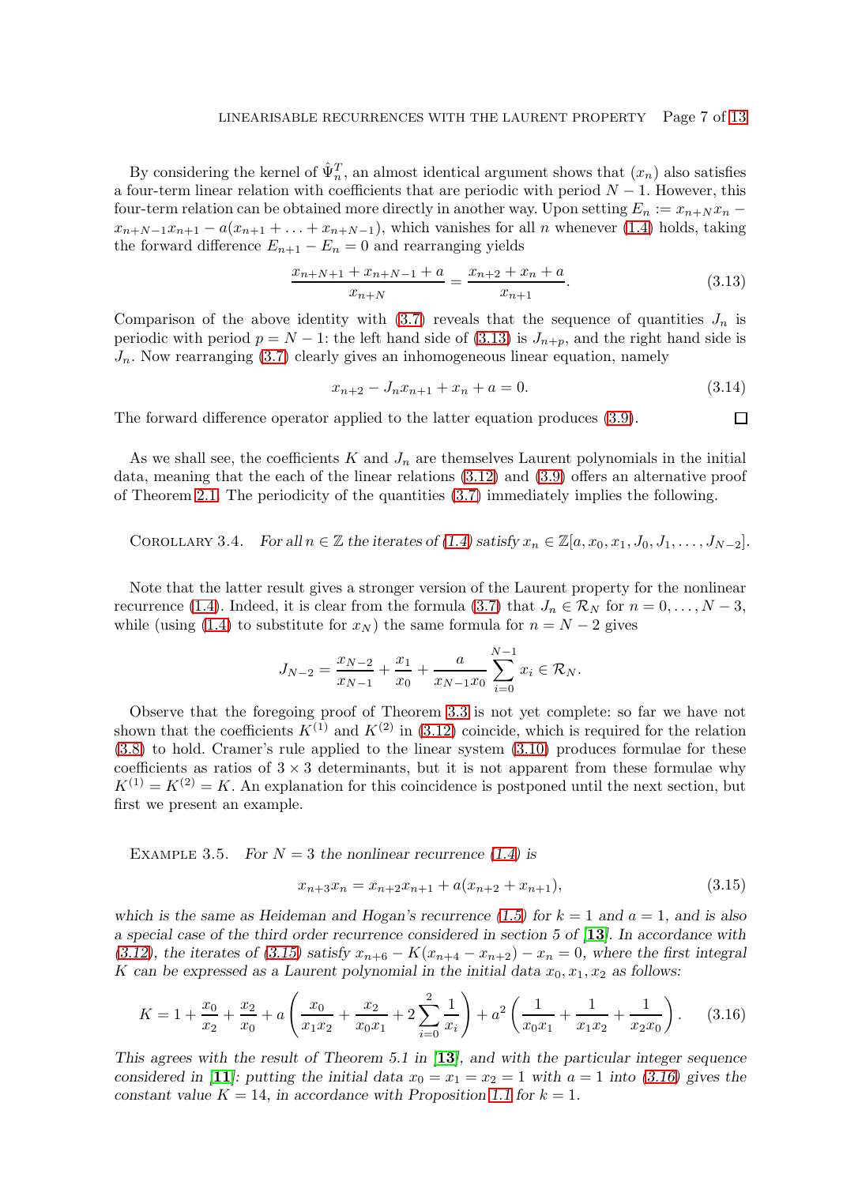By considering the kernel of $\hat{\Psi}_n^T$, an almost identical argument shows that $(x_n)$ also satisfies a four-term linear relation with coefficients that are periodic with period $N-1$. However, this four-term relation can be obtained more directly in another way. Upon setting $E_n := x_{n+N}x_n - x_{n+N-1}x_{n+1} - a(x_{n+1} + \ldots + x_{n+N-1})$, which vanishes for all $n$ whenever (1.4) holds, taking the forward difference $E_{n+1} - E_n = 0$ and rearranging yields

$$\frac{x_{n+N+1} + x_{n+N-1} + a}{x_{n+N}} = \frac{x_{n+2} + x_n + a}{x_{n+1}}. \tag{3.13}$$

Comparison of the above identity with (3.7) reveals that the sequence of quantities $J_n$ is periodic with period $p = N-1$: the left hand side of (3.13) is $J_{n+p}$, and the right hand side is $J_n$. Now rearranging (3.7) clearly gives an inhomogeneous linear equation, namely

$$x_{n+2} - J_n x_{n+1} + x_n + a = 0. \tag{3.14}$$

The forward difference operator applied to the latter equation produces (3.9). ◻

As we shall see, the coefficients $K$ and $J_n$ are themselves Laurent polynomials in the initial data, meaning that the each of the linear relations (3.12) and (3.9) offers an alternative proof of Theorem 2.1. The periodicity of the quantities (3.7) immediately implies the following.

Corollary 3.4. *For all $n \in \mathbb{Z}$ the iterates of (1.4) satisfy $x_n \in \mathbb{Z}[a, x_0, x_1, J_0, J_1, \ldots, J_{N-2}]$.*

Note that the latter result gives a stronger version of the Laurent property for the nonlinear recurrence (1.4). Indeed, it is clear from the formula (3.7) that $J_n \in \mathcal{R}_N$ for $n = 0, \ldots, N-3$, while (using (1.4) to substitute for $x_N$) the same formula for $n = N-2$ gives

$$J_{N-2} = \frac{x_{N-2}}{x_{N-1}} + \frac{x_1}{x_0} + \frac{a}{x_{N-1}x_0}\sum_{i=0}^{N-1} x_i \in \mathcal{R}_N.$$

Observe that the foregoing proof of Theorem 3.3 is not yet complete: so far we have not shown that the coefficients $K^{(1)}$ and $K^{(2)}$ in (3.12) coincide, which is required for the relation (3.8) to hold. Cramer's rule applied to the linear system (3.10) produces formulae for these coefficients as ratios of $3 \times 3$ determinants, but it is not apparent from these formulae why $K^{(1)} = K^{(2)} = K$. An explanation for this coincidence is postponed until the next section, but first we present an example.

Example 3.5. *For $N = 3$ the nonlinear recurrence (1.4) is*

$$x_{n+3}x_n = x_{n+2}x_{n+1} + a(x_{n+2} + x_{n+1}), \tag{3.15}$$

*which is the same as Heideman and Hogan's recurrence (1.5) for $k = 1$ and $a = 1$, and is also a special case of the third order recurrence considered in section 5 of* **[13]**. *In accordance with (3.12), the iterates of (3.15) satisfy $x_{n+6} - K(x_{n+4} - x_{n+2}) - x_n = 0$, where the first integral $K$ can be expressed as a Laurent polynomial in the initial data $x_0, x_1, x_2$ as follows:*

$$K = 1 + \frac{x_0}{x_2} + \frac{x_2}{x_0} + a\left(\frac{x_0}{x_1x_2} + \frac{x_2}{x_0x_1} + 2\sum_{i=0}^{2}\frac{1}{x_i}\right) + a^2\left(\frac{1}{x_0x_1} + \frac{1}{x_1x_2} + \frac{1}{x_2x_0}\right). \tag{3.16}$$

*This agrees with the result of Theorem 5.1 in* **[13]**, *and with the particular integer sequence considered in* **[11]**: *putting the initial data $x_0 = x_1 = x_2 = 1$ with $a = 1$ into (3.16) gives the constant value $K = 14$, in accordance with Proposition 1.1 for $k = 1$.*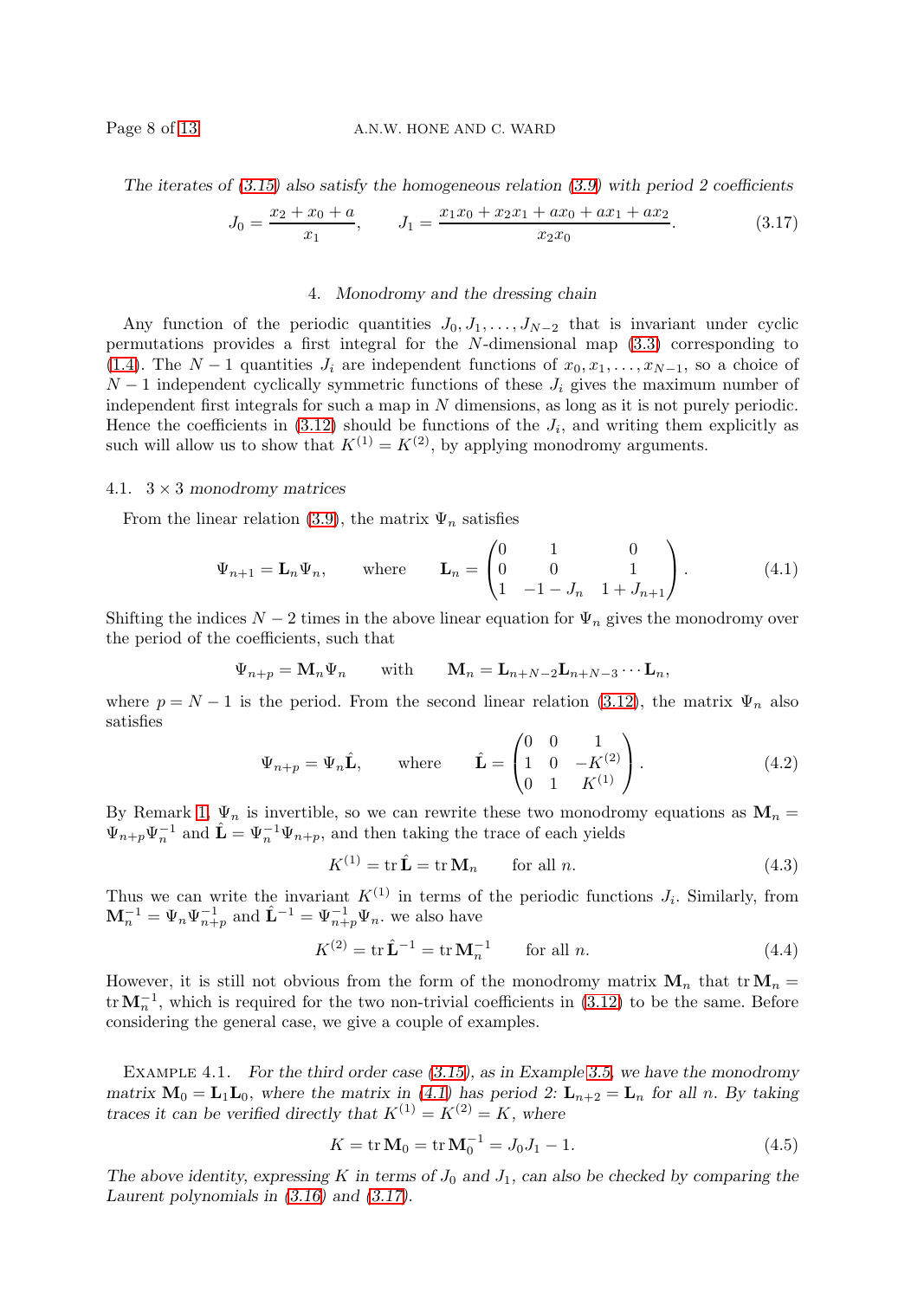*The iterates of (3.15) also satisfy the homogeneous relation (3.9) with period 2 coefficients*

$$J_0 = \frac{x_2 + x_0 + a}{x_1}, \qquad J_1 = \frac{x_1x_0 + x_2x_1 + ax_0 + ax_1 + ax_2}{x_2x_0}. \tag{3.17}$$

## 4. *Monodromy and the dressing chain*

Any function of the periodic quantities $J_0, J_1, \ldots, J_{N-2}$ that is invariant under cyclic permutations provides a first integral for the $N$-dimensional map (3.3) corresponding to (1.4). The $N-1$ quantities $J_i$ are independent functions of $x_0, x_1, \ldots, x_{N-1}$, so a choice of $N-1$ independent cyclically symmetric functions of these $J_i$ gives the maximum number of independent first integrals for such a map in $N$ dimensions, as long as it is not purely periodic. Hence the coefficients in (3.12) should be functions of the $J_i$, and writing them explicitly as such will allow us to show that $K^{(1)} = K^{(2)}$, by applying monodromy arguments.

### 4.1. $3 \times 3$ *monodromy matrices*

From the linear relation (3.9), the matrix $\Psi_n$ satisfies

$$\Psi_{n+1} = \mathbf{L}_n \Psi_n, \qquad \text{where} \qquad \mathbf{L}_n = \begin{pmatrix} 0 & 1 & 0 \\ 0 & 0 & 1 \\ 1 & -1 - J_n & 1 + J_{n+1} \end{pmatrix}. \tag{4.1}$$

Shifting the indices $N-2$ times in the above linear equation for $\Psi_n$ gives the monodromy over the period of the coefficients, such that

$$\Psi_{n+p} = \mathbf{M}_n \Psi_n \qquad \text{with} \qquad \mathbf{M}_n = \mathbf{L}_{n+N-2}\mathbf{L}_{n+N-3} \cdots \mathbf{L}_n,$$

where $p = N-1$ is the period. From the second linear relation (3.12), the matrix $\Psi_n$ also satisfies

$$\Psi_{n+p} = \Psi_n \hat{\mathbf{L}}, \qquad \text{where} \qquad \hat{\mathbf{L}} = \begin{pmatrix} 0 & 0 & 1 \\ 1 & 0 & -K^{(2)} \\ 0 & 1 & K^{(1)} \end{pmatrix}. \tag{4.2}$$

By Remark 1, $\Psi_n$ is invertible, so we can rewrite these two monodromy equations as $\mathbf{M}_n = \Psi_{n+p}\Psi_n^{-1}$ and $\hat{\mathbf{L}} = \Psi_n^{-1}\Psi_{n+p}$, and then taking the trace of each yields

$$K^{(1)} = \operatorname{tr} \hat{\mathbf{L}} = \operatorname{tr} \mathbf{M}_n \qquad \text{for all } n. \tag{4.3}$$

Thus we can write the invariant $K^{(1)}$ in terms of the periodic functions $J_i$. Similarly, from $\mathbf{M}_n^{-1} = \Psi_n\Psi_{n+p}^{-1}$ and $\hat{\mathbf{L}}^{-1} = \Psi_{n+p}^{-1}\Psi_n$. we also have

$$K^{(2)} = \operatorname{tr} \hat{\mathbf{L}}^{-1} = \operatorname{tr} \mathbf{M}_n^{-1} \qquad \text{for all } n. \tag{4.4}$$

However, it is still not obvious from the form of the monodromy matrix $\mathbf{M}_n$ that $\operatorname{tr} \mathbf{M}_n = \operatorname{tr} \mathbf{M}_n^{-1}$, which is required for the two non-trivial coefficients in (3.12) to be the same. Before considering the general case, we give a couple of examples.

Example 4.1. *For the third order case (3.15), as in Example 3.5, we have the monodromy matrix $\mathbf{M}_0 = \mathbf{L}_1\mathbf{L}_0$, where the matrix in (4.1) has period 2: $\mathbf{L}_{n+2} = \mathbf{L}_n$ for all $n$. By taking traces it can be verified directly that $K^{(1)} = K^{(2)} = K$, where*

$$K = \operatorname{tr} \mathbf{M}_0 = \operatorname{tr} \mathbf{M}_0^{-1} = J_0J_1 - 1. \tag{4.5}$$

*The above identity, expressing $K$ in terms of $J_0$ and $J_1$, can also be checked by comparing the Laurent polynomials in (3.16) and (3.17).*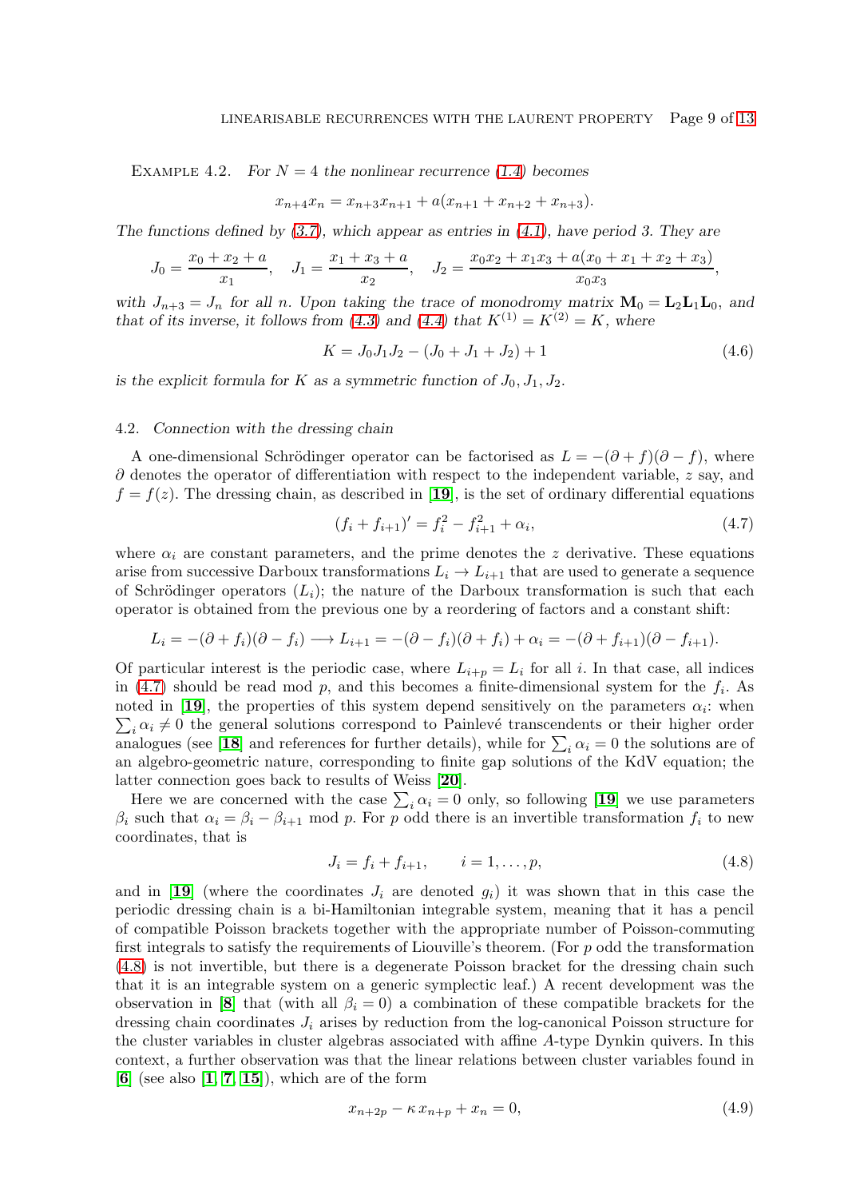Example 4.2. *For $N = 4$ the nonlinear recurrence (1.4) becomes*

$$x_{n+4}x_n = x_{n+3}x_{n+1} + a(x_{n+1} + x_{n+2} + x_{n+3}).$$

*The functions defined by (3.7), which appear as entries in (4.1), have period 3. They are*

$$J_0 = \frac{x_0 + x_2 + a}{x_1}, \quad J_1 = \frac{x_1 + x_3 + a}{x_2}, \quad J_2 = \frac{x_0x_2 + x_1x_3 + a(x_0 + x_1 + x_2 + x_3)}{x_0x_3},$$

*with $J_{n+3} = J_n$ for all $n$. Upon taking the trace of monodromy matrix $\mathbf{M}_0 = \mathbf{L}_2\mathbf{L}_1\mathbf{L}_0$, and that of its inverse, it follows from (4.3) and (4.4) that $K^{(1)} = K^{(2)} = K$, where*

$$K = J_0J_1J_2 - (J_0 + J_1 + J_2) + 1 \tag{4.6}$$

*is the explicit formula for $K$ as a symmetric function of $J_0, J_1, J_2$.*

### 4.2. *Connection with the dressing chain*

A one-dimensional Schrödinger operator can be factorised as $L = -(\partial + f)(\partial - f)$, where $\partial$ denotes the operator of differentiation with respect to the independent variable, $z$ say, and $f = f(z)$. The dressing chain, as described in [19], is the set of ordinary differential equations

$$(f_i + f_{i+1})' = f_i^2 - f_{i+1}^2 + \alpha_i, \tag{4.7}$$

where $\alpha_i$ are constant parameters, and the prime denotes the $z$ derivative. These equations arise from successive Darboux transformations $L_i \to L_{i+1}$ that are used to generate a sequence of Schrödinger operators $(L_i)$; the nature of the Darboux transformation is such that each operator is obtained from the previous one by a reordering of factors and a constant shift:

$$L_i = -(\partial + f_i)(\partial - f_i) \longrightarrow L_{i+1} = -(\partial - f_i)(\partial + f_i) + \alpha_i = -(\partial + f_{i+1})(\partial - f_{i+1}).$$

Of particular interest is the periodic case, where $L_{i+p} = L_i$ for all $i$. In that case, all indices in (4.7) should be read mod $p$, and this becomes a finite-dimensional system for the $f_i$. As noted in [19], the properties of this system depend sensitively on the parameters $\alpha_i$: when $\sum_i \alpha_i \neq 0$ the general solutions correspond to Painlevé transcendents or their higher order analogues (see [18] and references for further details), while for $\sum_i \alpha_i = 0$ the solutions are of an algebro-geometric nature, corresponding to finite gap solutions of the KdV equation; the latter connection goes back to results of Weiss [20].

Here we are concerned with the case $\sum_i \alpha_i = 0$ only, so following [19] we use parameters $\beta_i$ such that $\alpha_i = \beta_i - \beta_{i+1}$ mod $p$. For $p$ odd there is an invertible transformation $f_i$ to new coordinates, that is

$$J_i = f_i + f_{i+1}, \qquad i = 1, \ldots, p, \tag{4.8}$$

and in [19] (where the coordinates $J_i$ are denoted $g_i$) it was shown that in this case the periodic dressing chain is a bi-Hamiltonian integrable system, meaning that it has a pencil of compatible Poisson brackets together with the appropriate number of Poisson-commuting first integrals to satisfy the requirements of Liouville's theorem. (For $p$ odd the transformation (4.8) is not invertible, but there is a degenerate Poisson bracket for the dressing chain such that it is an integrable system on a generic symplectic leaf.) A recent development was the observation in [8] that (with all $\beta_i = 0$) a combination of these compatible brackets for the dressing chain coordinates $J_i$ arises by reduction from the log-canonical Poisson structure for the cluster variables in cluster algebras associated with affine $A$-type Dynkin quivers. In this context, a further observation was that the linear relations between cluster variables found in [6] (see also [1, 7, 15]), which are of the form

$$x_{n+2p} - \kappa\, x_{n+p} + x_n = 0, \tag{4.9}$$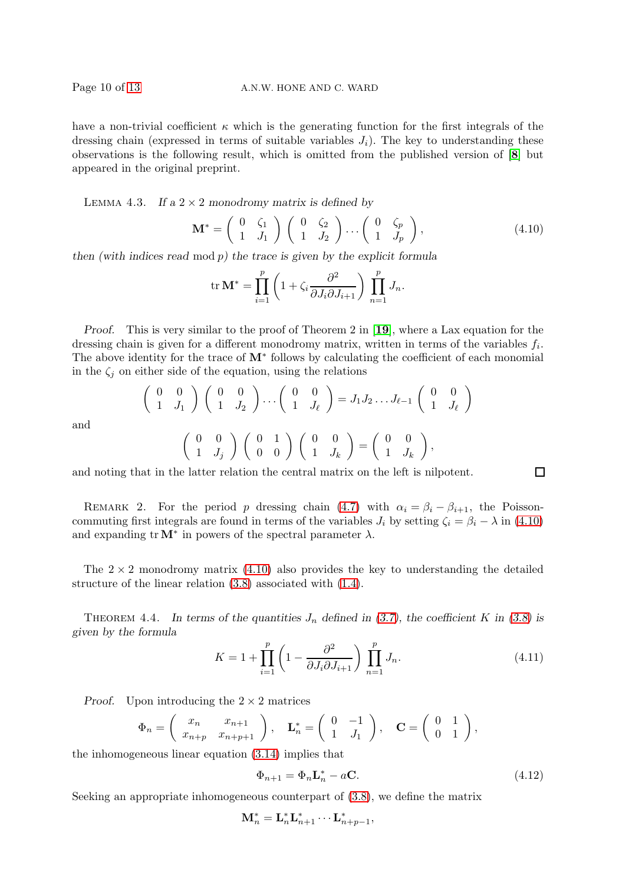have a non-trivial coefficient $\kappa$ which is the generating function for the first integrals of the dressing chain (expressed in terms of suitable variables $J_i$). The key to understanding these observations is the following result, which is omitted from the published version of [**8**] but appeared in the original preprint.

LEMMA 4.3. *If a $2\times 2$ monodromy matrix is defined by*

$$\mathbf{M}^* = \begin{pmatrix} 0 & \zeta_1 \\ 1 & J_1 \end{pmatrix} \begin{pmatrix} 0 & \zeta_2 \\ 1 & J_2 \end{pmatrix} \cdots \begin{pmatrix} 0 & \zeta_p \\ 1 & J_p \end{pmatrix}, \tag{4.10}$$

*then (with indices read* mod $p$*) the trace is given by the explicit formula*

$$\operatorname{tr}\mathbf{M}^* = \prod_{i=1}^{p} \left(1 + \zeta_i \frac{\partial^2}{\partial J_i \partial J_{i+1}}\right) \prod_{n=1}^{p} J_n.$$

*Proof.* This is very similar to the proof of Theorem 2 in [**19**], where a Lax equation for the dressing chain is given for a different monodromy matrix, written in terms of the variables $f_i$. The above identity for the trace of $\mathbf{M}^*$ follows by calculating the coefficient of each monomial in the $\zeta_j$ on either side of the equation, using the relations

$$\begin{pmatrix} 0 & 0 \\ 1 & J_1 \end{pmatrix} \begin{pmatrix} 0 & 0 \\ 1 & J_2 \end{pmatrix} \cdots \begin{pmatrix} 0 & 0 \\ 1 & J_\ell \end{pmatrix} = J_1 J_2 \ldots J_{\ell-1} \begin{pmatrix} 0 & 0 \\ 1 & J_\ell \end{pmatrix}$$

and

$$\begin{pmatrix} 0 & 0 \\ 1 & J_j \end{pmatrix} \begin{pmatrix} 0 & 1 \\ 0 & 0 \end{pmatrix} \begin{pmatrix} 0 & 0 \\ 1 & J_k \end{pmatrix} = \begin{pmatrix} 0 & 0 \\ 1 & J_k \end{pmatrix},$$

and noting that in the latter relation the central matrix on the left is nilpotent. □

REMARK 2. For the period $p$ dressing chain (4.7) with $\alpha_i = \beta_i - \beta_{i+1}$, the Poisson-commuting first integrals are found in terms of the variables $J_i$ by setting $\zeta_i = \beta_i - \lambda$ in (4.10) and expanding $\operatorname{tr}\mathbf{M}^*$ in powers of the spectral parameter $\lambda$.

The $2\times 2$ monodromy matrix (4.10) also provides the key to understanding the detailed structure of the linear relation (3.8) associated with (1.4).

THEOREM 4.4. *In terms of the quantities $J_n$ defined in (3.7), the coefficient $K$ in (3.8) is given by the formula*

$$K = 1 + \prod_{i=1}^{p} \left(1 - \frac{\partial^2}{\partial J_i \partial J_{i+1}}\right) \prod_{n=1}^{p} J_n. \tag{4.11}$$

*Proof.* Upon introducing the $2\times 2$ matrices

$$\Phi_n = \begin{pmatrix} x_n & x_{n+1} \\ x_{n+p} & x_{n+p+1} \end{pmatrix}, \quad \mathbf{L}_n^* = \begin{pmatrix} 0 & -1 \\ 1 & J_1 \end{pmatrix}, \quad \mathbf{C} = \begin{pmatrix} 0 & 1 \\ 0 & 1 \end{pmatrix},$$

the inhomogeneous linear equation (3.14) implies that

$$\Phi_{n+1} = \Phi_n \mathbf{L}_n^* - a\mathbf{C}. \tag{4.12}$$

Seeking an appropriate inhomogeneous counterpart of (3.8), we define the matrix

$$\mathbf{M}_n^* = \mathbf{L}_n^* \mathbf{L}_{n+1}^* \cdots \mathbf{L}_{n+p-1}^*,$$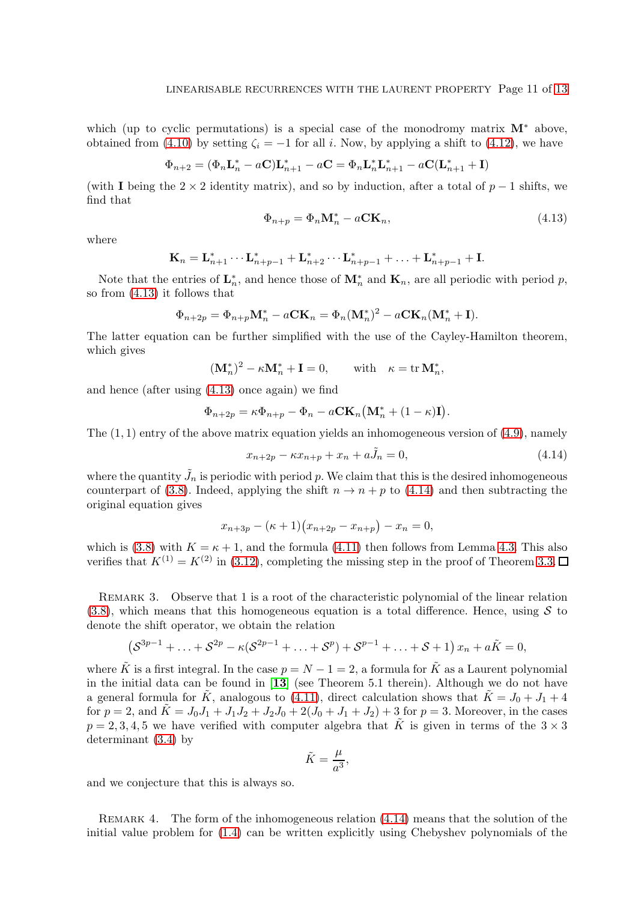which (up to cyclic permutations) is a special case of the monodromy matrix $\mathbf{M}^*$ above, obtained from (4.10) by setting $\zeta_i = -1$ for all $i$. Now, by applying a shift to (4.12), we have

$$\Phi_{n+2} = (\Phi_n \mathbf{L}_n^* - a\mathbf{C})\mathbf{L}_{n+1}^* - a\mathbf{C} = \Phi_n \mathbf{L}_n^* \mathbf{L}_{n+1}^* - a\mathbf{C}(\mathbf{L}_{n+1}^* + \mathbf{I})$$

(with $\mathbf{I}$ being the $2 \times 2$ identity matrix), and so by induction, after a total of $p-1$ shifts, we find that

$$\Phi_{n+p} = \Phi_n \mathbf{M}_n^* - a\mathbf{C}\mathbf{K}_n, \tag{4.13}$$

where

$$\mathbf{K}_n = \mathbf{L}_{n+1}^* \cdots \mathbf{L}_{n+p-1}^* + \mathbf{L}_{n+2}^* \cdots \mathbf{L}_{n+p-1}^* + \ldots + \mathbf{L}_{n+p-1}^* + \mathbf{I}.$$

Note that the entries of $\mathbf{L}_n^*$, and hence those of $\mathbf{M}_n^*$ and $\mathbf{K}_n$, are all periodic with period $p$, so from (4.13) it follows that

$$\Phi_{n+2p} = \Phi_{n+p}\mathbf{M}_n^* - a\mathbf{C}\mathbf{K}_n = \Phi_n (\mathbf{M}_n^*)^2 - a\mathbf{C}\mathbf{K}_n(\mathbf{M}_n^* + \mathbf{I}).$$

The latter equation can be further simplified with the use of the Cayley-Hamilton theorem, which gives

$$(\mathbf{M}_n^*)^2 - \kappa \mathbf{M}_n^* + \mathbf{I} = 0, \qquad \text{with} \quad \kappa = \operatorname{tr} \mathbf{M}_n^*,$$

and hence (after using (4.13) once again) we find

$$\Phi_{n+2p} = \kappa \Phi_{n+p} - \Phi_n - a\mathbf{C}\mathbf{K}_n\big(\mathbf{M}_n^* + (1-\kappa)\mathbf{I}\big).$$

The $(1,1)$ entry of the above matrix equation yields an inhomogeneous version of (4.9), namely

$$x_{n+2p} - \kappa x_{n+p} + x_n + a\tilde{J}_n = 0, \tag{4.14}$$

where the quantity $\tilde{J}_n$ is periodic with period $p$. We claim that this is the desired inhomogeneous counterpart of (3.8). Indeed, applying the shift $n \to n+p$ to (4.14) and then subtracting the original equation gives

$$x_{n+3p} - (\kappa+1)\big(x_{n+2p} - x_{n+p}\big) - x_n = 0,$$

which is (3.8) with $K = \kappa + 1$, and the formula (4.11) then follows from Lemma 4.3. This also verifies that $K^{(1)} = K^{(2)}$ in (3.12), completing the missing step in the proof of Theorem 3.3. □

Remark 3. Observe that 1 is a root of the characteristic polynomial of the linear relation (3.8), which means that this homogeneous equation is a total difference. Hence, using $\mathcal{S}$ to denote the shift operator, we obtain the relation

$$\big(\mathcal{S}^{3p-1} + \ldots + \mathcal{S}^{2p} - \kappa(\mathcal{S}^{2p-1} + \ldots + \mathcal{S}^p) + \mathcal{S}^{p-1} + \ldots + \mathcal{S} + 1\big)\, x_n + a\tilde{K} = 0,$$

where $\tilde{K}$ is a first integral. In the case $p = N - 1 = 2$, a formula for $\tilde{K}$ as a Laurent polynomial in the initial data can be found in [13] (see Theorem 5.1 therein). Although we do not have a general formula for $\tilde{K}$, analogous to (4.11), direct calculation shows that $\tilde{K} = J_0 + J_1 + 4$ for $p = 2$, and $\tilde{K} = J_0J_1 + J_1J_2 + J_2J_0 + 2(J_0 + J_1 + J_2) + 3$ for $p = 3$. Moreover, in the cases $p = 2, 3, 4, 5$ we have verified with computer algebra that $\tilde{K}$ is given in terms of the $3 \times 3$ determinant (3.4) by

$$\tilde{K} = \frac{\mu}{a^3},$$

and we conjecture that this is always so.

Remark 4. The form of the inhomogeneous relation (4.14) means that the solution of the initial value problem for (1.4) can be written explicitly using Chebyshev polynomials of the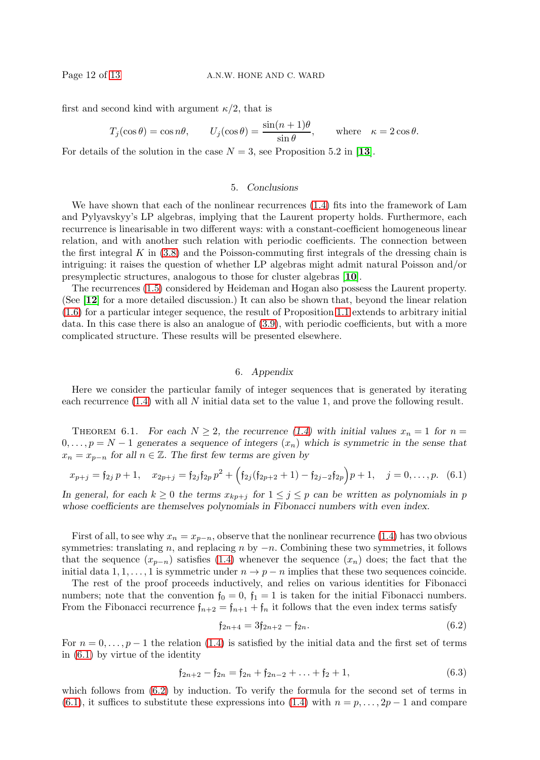first and second kind with argument $\kappa/2$, that is

$$T_j(\cos\theta) = \cos n\theta, \qquad U_j(\cos\theta) = \frac{\sin(n+1)\theta}{\sin\theta}, \qquad \text{where} \quad \kappa = 2\cos\theta.$$

For details of the solution in the case $N=3$, see Proposition 5.2 in [13].

## 5. *Conclusions*

We have shown that each of the nonlinear recurrences (1.4) fits into the framework of Lam and Pylyavskyy's LP algebras, implying that the Laurent property holds. Furthermore, each recurrence is linearisable in two different ways: with a constant-coefficient homogeneous linear relation, and with another such relation with periodic coefficients. The connection between the first integral $K$ in (3.8) and the Poisson-commuting first integrals of the dressing chain is intriguing: it raises the question of whether LP algebras might admit natural Poisson and/or presymplectic structures, analogous to those for cluster algebras [10].

The recurrences (1.5) considered by Heideman and Hogan also possess the Laurent property. (See [12] for a more detailed discussion.) It can also be shown that, beyond the linear relation (1.6) for a particular integer sequence, the result of Proposition 1.1 extends to arbitrary initial data. In this case there is also an analogue of (3.9), with periodic coefficients, but with a more complicated structure. These results will be presented elsewhere.

## 6. *Appendix*

Here we consider the particular family of integer sequences that is generated by iterating each recurrence (1.4) with all $N$ initial data set to the value 1, and prove the following result.

Theorem 6.1. *For each $N \geq 2$, the recurrence (1.4) with initial values $x_n = 1$ for $n = 0, \ldots, p = N-1$ generates a sequence of integers $(x_n)$ which is symmetric in the sense that $x_n = x_{p-n}$ for all $n \in \mathbb{Z}$. The first few terms are given by*

$$x_{p+j} = \mathfrak{f}_{2j}\, p + 1, \quad x_{2p+j} = \mathfrak{f}_{2j}\mathfrak{f}_{2p}\, p^2 + \Big(\mathfrak{f}_{2j}(\mathfrak{f}_{2p+2}+1) - \mathfrak{f}_{2j-2}\mathfrak{f}_{2p}\Big)p + 1, \quad j = 0, \ldots, p. \quad (6.1)$$

*In general, for each $k \geq 0$ the terms $x_{kp+j}$ for $1 \leq j \leq p$ can be written as polynomials in $p$ whose coefficients are themselves polynomials in Fibonacci numbers with even index.*

First of all, to see why $x_n = x_{p-n}$, observe that the nonlinear recurrence (1.4) has two obvious symmetries: translating $n$, and replacing $n$ by $-n$. Combining these two symmetries, it follows that the sequence $(x_{p-n})$ satisfies (1.4) whenever the sequence $(x_n)$ does; the fact that the initial data $1, 1, \ldots, 1$ is symmetric under $n \to p-n$ implies that these two sequences coincide.

The rest of the proof proceeds inductively, and relies on various identities for Fibonacci numbers; note that the convention $\mathfrak{f}_0 = 0$, $\mathfrak{f}_1 = 1$ is taken for the initial Fibonacci numbers. From the Fibonacci recurrence $\mathfrak{f}_{n+2} = \mathfrak{f}_{n+1} + \mathfrak{f}_n$ it follows that the even index terms satisfy

$$\mathfrak{f}_{2n+4} = 3\mathfrak{f}_{2n+2} - \mathfrak{f}_{2n}. \quad (6.2)$$

For $n = 0, \ldots, p-1$ the relation (1.4) is satisfied by the initial data and the first set of terms in (6.1) by virtue of the identity

$$\mathfrak{f}_{2n+2} - \mathfrak{f}_{2n} = \mathfrak{f}_{2n} + \mathfrak{f}_{2n-2} + \ldots + \mathfrak{f}_2 + 1, \quad (6.3)$$

which follows from (6.2) by induction. To verify the formula for the second set of terms in (6.1), it suffices to substitute these expressions into (1.4) with $n = p, \ldots, 2p-1$ and compare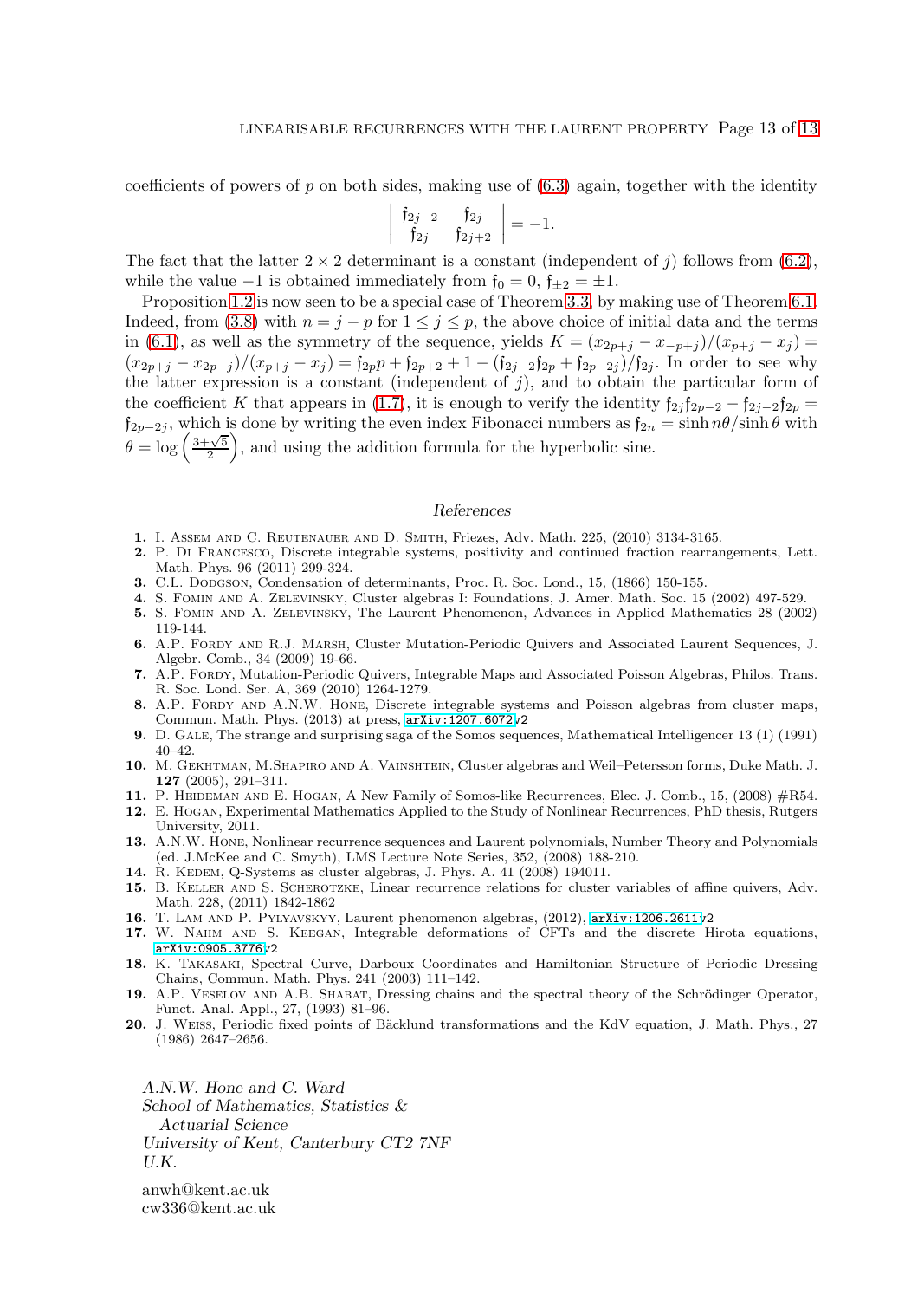coefficients of powers of $p$ on both sides, making use of (6.3) again, together with the identity

$$\begin{vmatrix} \mathfrak{f}_{2j-2} & \mathfrak{f}_{2j} \\ \mathfrak{f}_{2j} & \mathfrak{f}_{2j+2} \end{vmatrix} = -1.$$

The fact that the latter $2 \times 2$ determinant is a constant (independent of $j$) follows from (6.2), while the value $-1$ is obtained immediately from $\mathfrak{f}_0 = 0$, $\mathfrak{f}_{\pm 2} = \pm 1$.

Proposition 1.2 is now seen to be a special case of Theorem 3.3, by making use of Theorem 6.1. Indeed, from (3.8) with $n = j - p$ for $1 \le j \le p$, the above choice of initial data and the terms in (6.1), as well as the symmetry of the sequence, yields $K = (x_{2p+j} - x_{-p+j})/(x_{p+j} - x_j) = (x_{2p+j} - x_{2p-j})/(x_{p+j} - x_j) = \mathfrak{f}_{2p}p + \mathfrak{f}_{2p+2} + 1 - (\mathfrak{f}_{2j-2}\mathfrak{f}_{2p} + \mathfrak{f}_{2p-2j})/\mathfrak{f}_{2j}$. In order to see why the latter expression is a constant (independent of $j$), and to obtain the particular form of the coefficient $K$ that appears in (1.7), it is enough to verify the identity $\mathfrak{f}_{2j}\mathfrak{f}_{2p-2} - \mathfrak{f}_{2j-2}\mathfrak{f}_{2p} = \mathfrak{f}_{2p-2j}$, which is done by writing the even index Fibonacci numbers as $\mathfrak{f}_{2n} = \sinh n\theta / \sinh\theta$ with $\theta = \log\left(\frac{3+\sqrt{5}}{2}\right)$, and using the addition formula for the hyperbolic sine.

## *References*

1. I. Assem and C. Reutenauer and D. Smith, Friezes, Adv. Math. 225, (2010) 3134-3165.
2. P. Di Francesco, Discrete integrable systems, positivity and continued fraction rearrangements, Lett. Math. Phys. 96 (2011) 299-324.
3. C.L. Dodgson, Condensation of determinants, Proc. R. Soc. Lond., 15, (1866) 150-155.
4. S. Fomin and A. Zelevinsky, Cluster algebras I: Foundations, J. Amer. Math. Soc. 15 (2002) 497-529.
5. S. Fomin and A. Zelevinsky, The Laurent Phenomenon, Advances in Applied Mathematics 28 (2002) 119-144.
6. A.P. Fordy and R.J. Marsh, Cluster Mutation-Periodic Quivers and Associated Laurent Sequences, J. Algebr. Comb., 34 (2009) 19-66.
7. A.P. Fordy, Mutation-Periodic Quivers, Integrable Maps and Associated Poisson Algebras, Philos. Trans. R. Soc. Lond. Ser. A, 369 (2010) 1264-1279.
8. A.P. Fordy and A.N.W. Hone, Discrete integrable systems and Poisson algebras from cluster maps, Commun. Math. Phys. (2013) at press, arXiv:1207.6072v2
9. D. Gale, The strange and surprising saga of the Somos sequences, Mathematical Intelligencer 13 (1) (1991) 40–42.
10. M. Gekhtman, M.Shapiro and A. Vainshtein, Cluster algebras and Weil–Petersson forms, Duke Math. J. **127** (2005), 291–311.
11. P. Heideman and E. Hogan, A New Family of Somos-like Recurrences, Elec. J. Comb., 15, (2008) #R54.
12. E. Hogan, Experimental Mathematics Applied to the Study of Nonlinear Recurrences, PhD thesis, Rutgers University, 2011.
13. A.N.W. Hone, Nonlinear recurrence sequences and Laurent polynomials, Number Theory and Polynomials (ed. J.McKee and C. Smyth), LMS Lecture Note Series, 352, (2008) 188-210.
14. R. Kedem, Q-Systems as cluster algebras, J. Phys. A. 41 (2008) 194011.
15. B. Keller and S. Scherotzke, Linear recurrence relations for cluster variables of affine quivers, Adv. Math. 228, (2011) 1842-1862
16. T. Lam and P. Pylyavskyy, Laurent phenomenon algebras, (2012), arXiv:1206.2611v2
17. W. Nahm and S. Keegan, Integrable deformations of CFTs and the discrete Hirota equations, arXiv:0905.3776v2
18. K. Takasaki, Spectral Curve, Darboux Coordinates and Hamiltonian Structure of Periodic Dressing Chains, Commun. Math. Phys. 241 (2003) 111–142.
19. A.P. Veselov and A.B. Shabat, Dressing chains and the spectral theory of the Schrödinger Operator, Funct. Anal. Appl., 27, (1993) 81–96.
20. J. Weiss, Periodic fixed points of Bäcklund transformations and the KdV equation, J. Math. Phys., 27 (1986) 2647–2656.

*A.N.W. Hone and C. Ward*
*School of Mathematics, Statistics &*
*Actuarial Science*
*University of Kent, Canterbury CT2 7NF*
*U.K.*

anwh@kent.ac.uk
cw336@kent.ac.uk